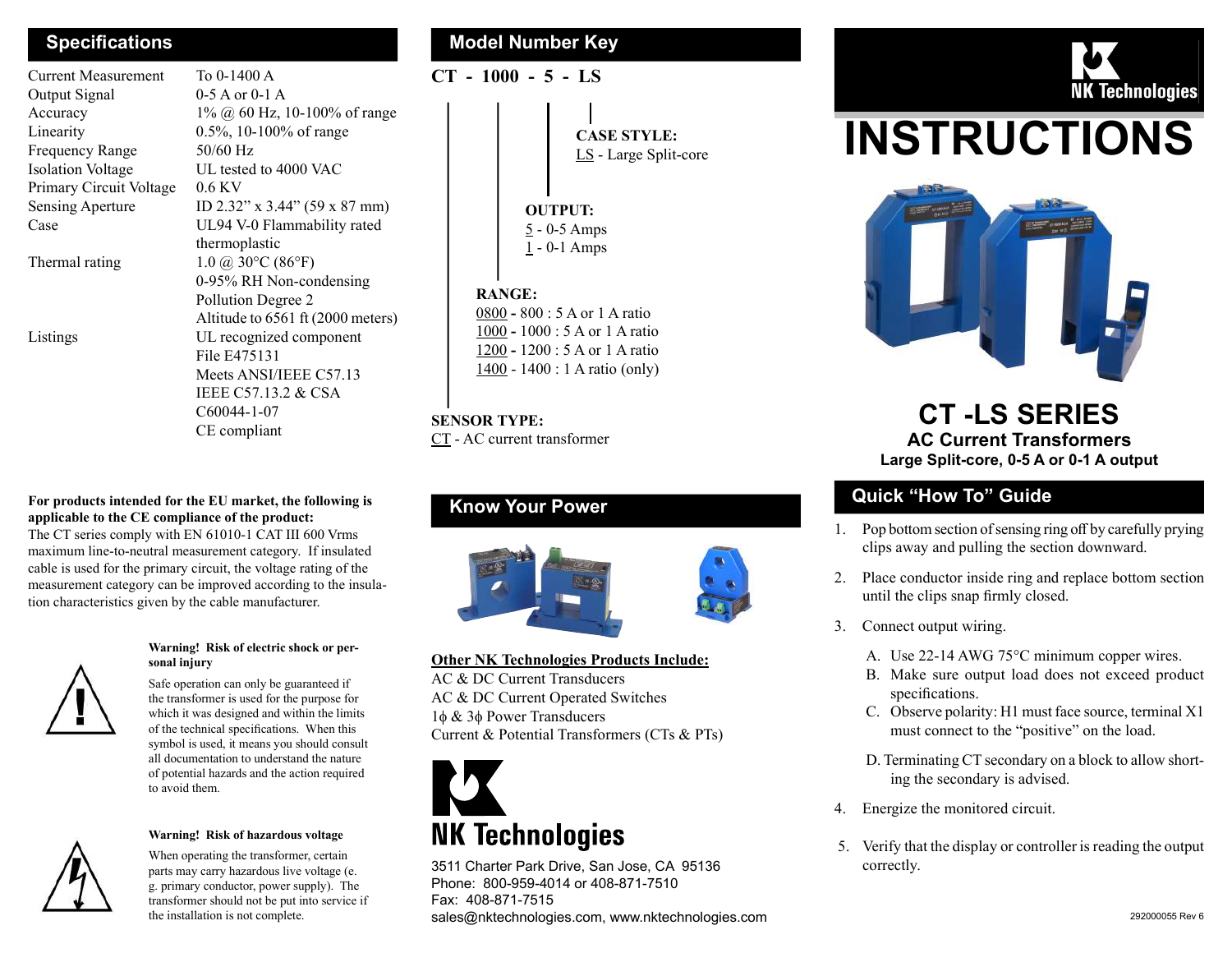## Specifications

| | |
|---|---|
| Current Measurement | To 0-1400 A |
| Output Signal | 0-5 A or 0-1 A |
| Accuracy | 1% @ 60 Hz, 10-100% of range |
| Linearity | 0.5%, 10-100% of range |
| Frequency Range | 50/60 Hz |
| Isolation Voltage | UL tested to 4000 VAC |
| Primary Circuit Voltage | 0.6 KV |
| Sensing Aperture | ID 2.32" x 3.44" (59 x 87 mm) |
| Case | UL94 V-0 Flammability rated thermoplastic |
| Thermal rating | 1.0 @ 30°C (86°F) 0-95% RH Non-condensing Pollution Degree 2 Altitude to 6561 ft (2000 meters) |
| Listings | UL recognized component File E475131 Meets ANSI/IEEE C57.13 IEEE C57.13.2 & CSA C60044-1-07 CE compliant |

**For products intended for the EU market, the following is applicable to the CE compliance of the product:**
The CT series comply with EN 61010-1 CAT III 600 Vrms maximum line-to-neutral measurement category. If insulated cable is used for the primary circuit, the voltage rating of the measurement category can be improved according to the insulation characteristics given by the cable manufacturer.

**Warning! Risk of electric shock or personal injury**

Safe operation can only be guaranteed if the transformer is used for the purpose for which it was designed and within the limits of the technical specifications. When this symbol is used, it means you should consult all documentation to understand the nature of potential hazards and the action required to avoid them.

**Warning! Risk of hazardous voltage**

When operating the transformer, certain parts may carry hazardous live voltage (e. g. primary conductor, power supply). The transformer should not be put into service if the installation is not complete.

## Model Number Key

**CT - 1000 - 5 - LS**

**CASE STYLE:**
LS - Large Split-core

**OUTPUT:**
5 - 0-5 Amps
1 - 0-1 Amps

**RANGE:**
0800 - 800 : 5 A or 1 A ratio
1000 - 1000 : 5 A or 1 A ratio
1200 - 1200 : 5 A or 1 A ratio
1400 - 1400 : 1 A ratio (only)

**SENSOR TYPE:**
CT - AC current transformer

## Know Your Power

**Other NK Technologies Products Include:**
AC & DC Current Transducers
AC & DC Current Operated Switches
1ϕ & 3ϕ Power Transducers
Current & Potential Transformers (CTs & PTs)

NK Technologies

3511 Charter Park Drive, San Jose, CA 95136
Phone: 800-959-4014 or 408-871-7510
Fax: 408-871-7515
sales@nktechnologies.com, www.nktechnologies.com

NK Technologies

# INSTRUCTIONS

## CT -LS SERIES

### AC Current Transformers

**Large Split-core, 0-5 A or 0-1 A output**

## Quick "How To" Guide

1. Pop bottom section of sensing ring off by carefully prying clips away and pulling the section downward.
2. Place conductor inside ring and replace bottom section until the clips snap firmly closed.
3. Connect output wiring.
   A. Use 22-14 AWG 75°C minimum copper wires.
   B. Make sure output load does not exceed product specifications.
   C. Observe polarity: H1 must face source, terminal X1 must connect to the "positive" on the load.
   D. Terminating CT secondary on a block to allow shorting the secondary is advised.
4. Energize the monitored circuit.
5. Verify that the display or controller is reading the output correctly.

292000055 Rev 6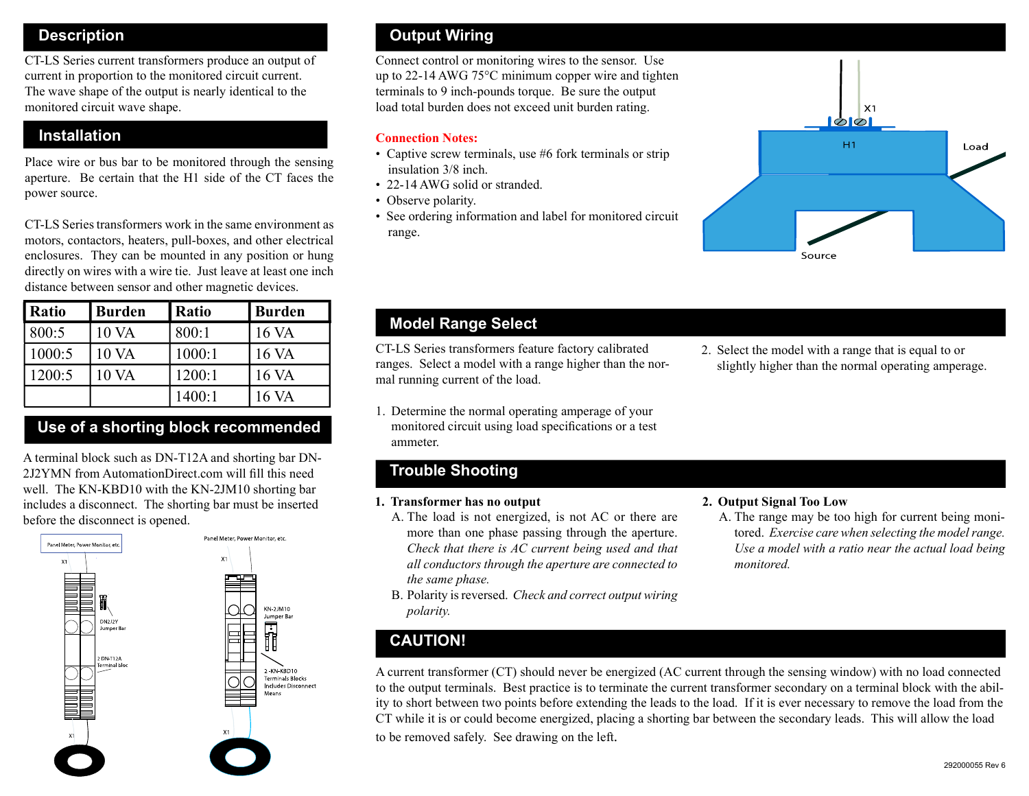## Description

CT-LS Series current transformers produce an output of current in proportion to the monitored circuit current. The wave shape of the output is nearly identical to the monitored circuit wave shape.

## Installation

Place wire or bus bar to be monitored through the sensing aperture. Be certain that the H1 side of the CT faces the power source.

CT-LS Series transformers work in the same environment as motors, contactors, heaters, pull-boxes, and other electrical enclosures. They can be mounted in any position or hung directly on wires with a wire tie. Just leave at least one inch distance between sensor and other magnetic devices.

| Ratio | Burden | Ratio | Burden |
|---|---|---|---|
| 800:5 | 10 VA | 800:1 | 16 VA |
| 1000:5 | 10 VA | 1000:1 | 16 VA |
| 1200:5 | 10 VA | 1200:1 | 16 VA |
| | | 1400:1 | 16 VA |

## Use of a shorting block recommended

A terminal block such as DN-T12A and shorting bar DN-2J2YMN from AutomationDirect.com will fill this need well. The KN-KBD10 with the KN-2JM10 shorting bar includes a disconnect. The shorting bar must be inserted before the disconnect is opened.

Panel Meter, Power Monitor, etc.
X1
DN2J2Y Jumper Bar
2 DN-T12A Terminal bloc
X1

Panel Meter, Power Monitor, etc.
X1
KN-2JM10 Jumper Bar
2 -KN-KBD10 Terminals Blocks Includes Disconnect Means
X1

## Output Wiring

Connect control or monitoring wires to the sensor. Use up to 22-14 AWG 75°C minimum copper wire and tighten terminals to 9 inch-pounds torque. Be sure the output load total burden does not exceed unit burden rating.

**Connection Notes:**

- Captive screw terminals, use #6 fork terminals or strip insulation 3/8 inch.
- 22-14 AWG solid or stranded.
- Observe polarity.
- See ordering information and label for monitored circuit range.

X1
H1
Load
Source

## Model Range Select

CT-LS Series transformers feature factory calibrated ranges. Select a model with a range higher than the normal running current of the load.

1. Determine the normal operating amperage of your monitored circuit using load specifications or a test ammeter.
2. Select the model with a range that is equal to or slightly higher than the normal operating amperage.

## Trouble Shooting

**1. Transformer has no output**

A. The load is not energized, is not AC or there are more than one phase passing through the aperture. *Check that there is AC current being used and that all conductors through the aperture are connected to the same phase.*

B. Polarity is reversed. *Check and correct output wiring polarity.*

**2. Output Signal Too Low**

A. The range may be too high for current being monitored. *Exercise care when selecting the model range. Use a model with a ratio near the actual load being monitored.*

## CAUTION!

A current transformer (CT) should never be energized (AC current through the sensing window) with no load connected to the output terminals. Best practice is to terminate the current transformer secondary on a terminal block with the ability to short between two points before extending the leads to the load. If it is ever necessary to remove the load from the CT while it is or could become energized, placing a shorting bar between the secondary leads. This will allow the load to be removed safely. See drawing on the left.

292000055 Rev 6